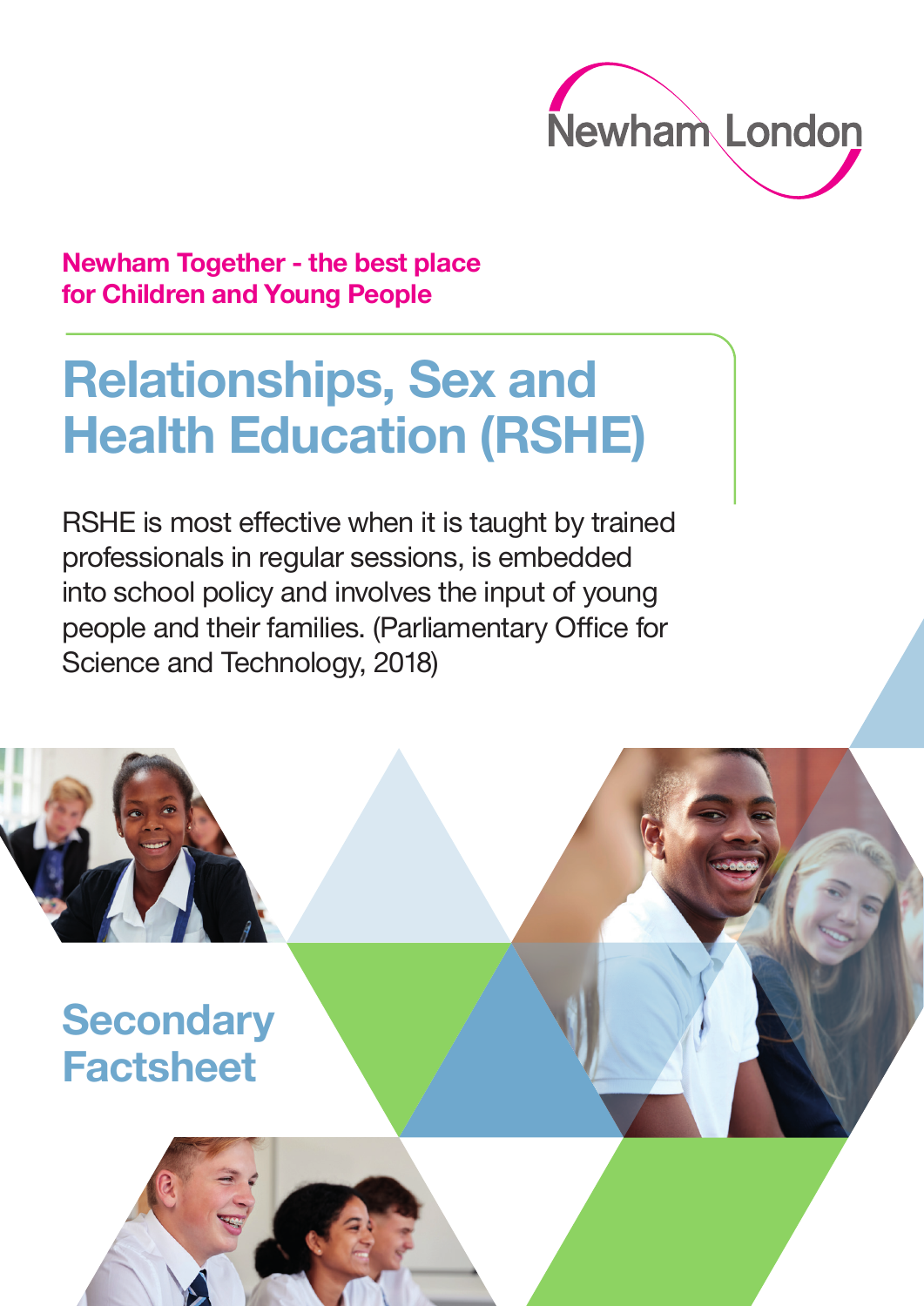Newham London

**Newham Together - the best place for Children and Young People**

# Relationships, Sex and Health Education (RSHE)

RSHE is most effective when it is taught by trained professionals in regular sessions, is embedded into school policy and involves the input of young people and their families. (Parliamentary Office for Science and Technology, 2018)

## Secondary Factsheet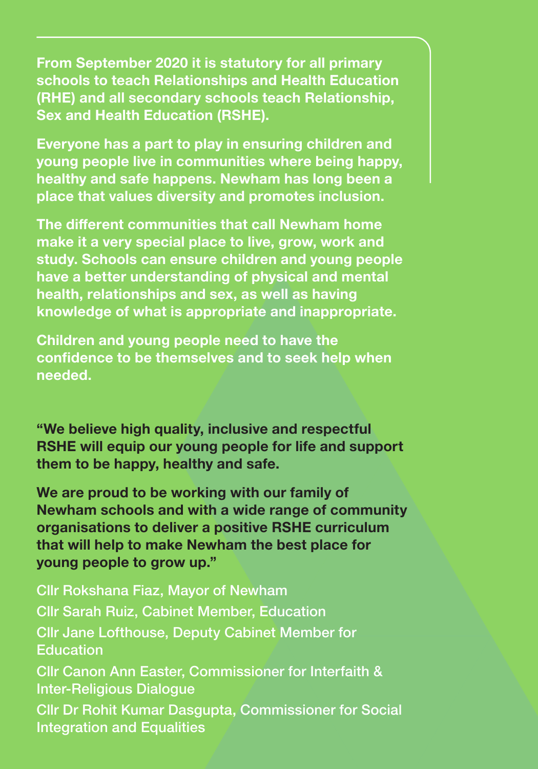**From September 2020 it is statutory for all primary schools to teach Relationships and Health Education (RHE) and all secondary schools teach Relationship, Sex and Health Education (RSHE).**

**Everyone has a part to play in ensuring children and young people live in communities where being happy, healthy and safe happens. Newham has long been a place that values diversity and promotes inclusion.**

**The different communities that call Newham home make it a very special place to live, grow, work and study. Schools can ensure children and young people have a better understanding of physical and mental health, relationships and sex, as well as having knowledge of what is appropriate and inappropriate.**

**Children and young people need to have the confidence to be themselves and to seek help when needed.**

**"We believe high quality, inclusive and respectful RSHE will equip our young people for life and support them to be happy, healthy and safe.**

**We are proud to be working with our family of Newham schools and with a wide range of community organisations to deliver a positive RSHE curriculum that will help to make Newham the best place for young people to grow up."**

Cllr Rokshana Fiaz, Mayor of Newham

Cllr Sarah Ruiz, Cabinet Member, Education

Cllr Jane Lofthouse, Deputy Cabinet Member for Education

Cllr Canon Ann Easter, Commissioner for Interfaith & Inter-Religious Dialogue

Cllr Dr Rohit Kumar Dasgupta, Commissioner for Social Integration and Equalities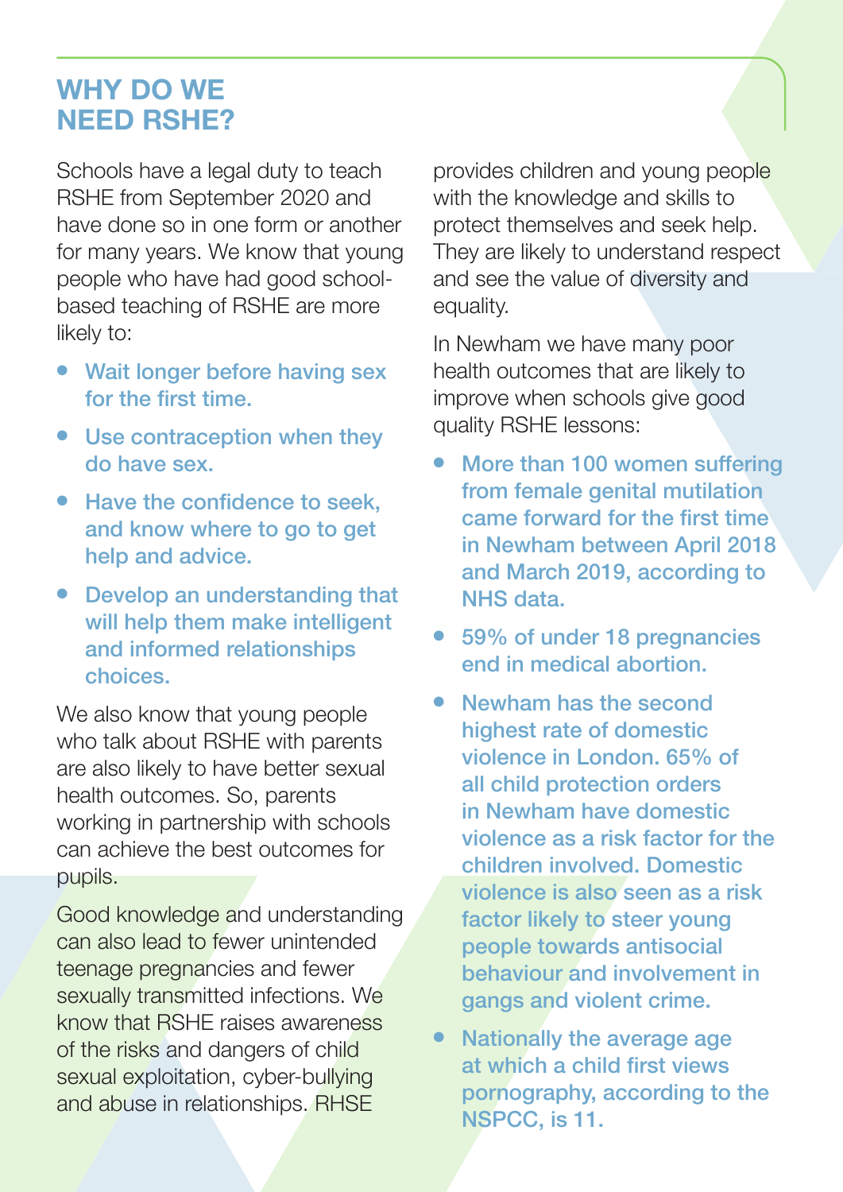## WHY DO WE NEED RSHE?

Schools have a legal duty to teach RSHE from September 2020 and have done so in one form or another for many years. We know that young people who have had good school-based teaching of RSHE are more likely to:

- **Wait longer before having sex for the first time.**
- **Use contraception when they do have sex.**
- **Have the confidence to seek, and know where to go to get help and advice.**
- **Develop an understanding that will help them make intelligent and informed relationships choices.**

We also know that young people who talk about RSHE with parents are also likely to have better sexual health outcomes. So, parents working in partnership with schools can achieve the best outcomes for pupils.

Good knowledge and understanding can also lead to fewer unintended teenage pregnancies and fewer sexually transmitted infections. We know that RSHE raises awareness of the risks and dangers of child sexual exploitation, cyber-bullying and abuse in relationships. RHSE provides children and young people with the knowledge and skills to protect themselves and seek help. They are likely to understand respect and see the value of diversity and equality.

In Newham we have many poor health outcomes that are likely to improve when schools give good quality RSHE lessons:

- **More than 100 women suffering from female genital mutilation came forward for the first time in Newham between April 2018 and March 2019, according to NHS data.**
- **59% of under 18 pregnancies end in medical abortion.**
- **Newham has the second highest rate of domestic violence in London. 65% of all child protection orders in Newham have domestic violence as a risk factor for the children involved. Domestic violence is also seen as a risk factor likely to steer young people towards antisocial behaviour and involvement in gangs and violent crime.**
- **Nationally the average age at which a child first views pornography, according to the NSPCC, is 11.**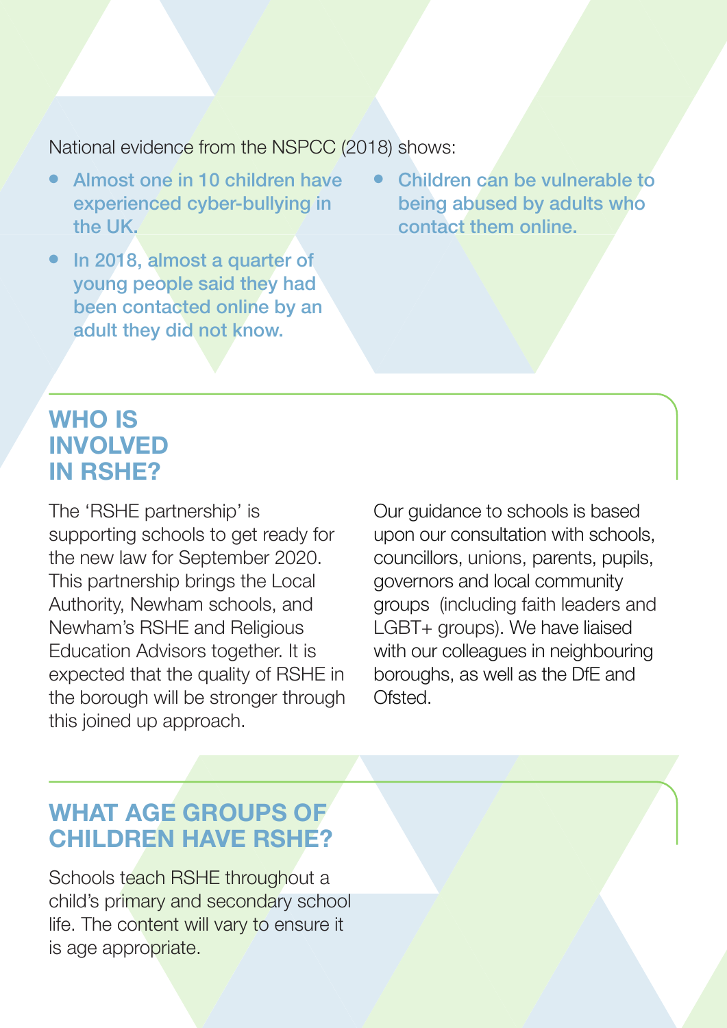National evidence from the NSPCC (2018) shows:

- **Almost one in 10 children have experienced cyber-bullying in the UK.**
- **In 2018, almost a quarter of young people said they had been contacted online by an adult they did not know.**
- **Children can be vulnerable to being abused by adults who contact them online.**

## WHO IS INVOLVED IN RSHE?

The 'RSHE partnership' is supporting schools to get ready for the new law for September 2020. This partnership brings the Local Authority, Newham schools, and Newham's RSHE and Religious Education Advisors together. It is expected that the quality of RSHE in the borough will be stronger through this joined up approach.

Our guidance to schools is based upon our consultation with schools, councillors, unions, parents, pupils, governors and local community groups (including faith leaders and LGBT+ groups). We have liaised with our colleagues in neighbouring boroughs, as well as the DfE and Ofsted.

## WHAT AGE GROUPS OF CHILDREN HAVE RSHE?

Schools teach RSHE throughout a child's primary and secondary school life. The content will vary to ensure it is age appropriate.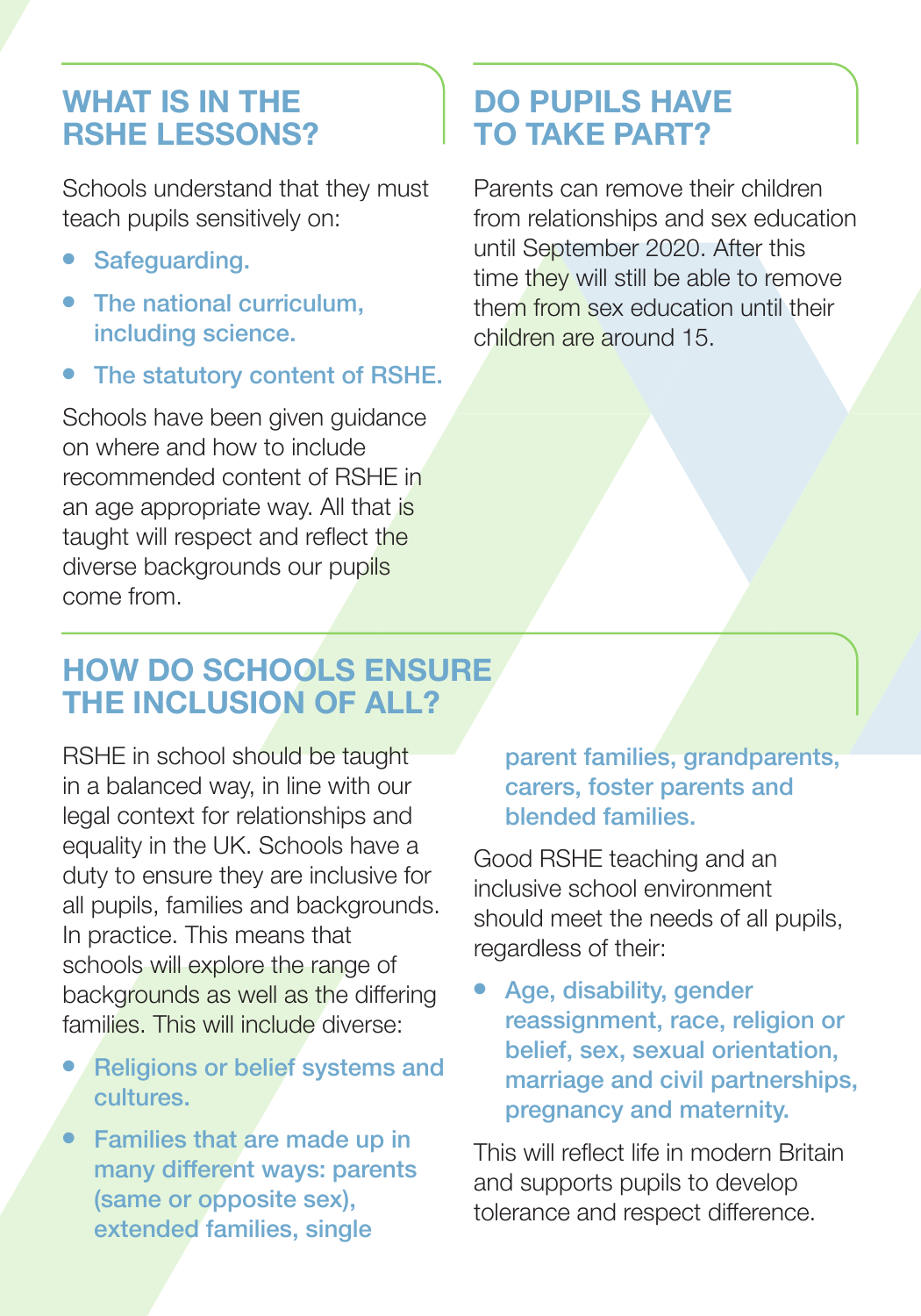## WHAT IS IN THE RSHE LESSONS?

Schools understand that they must teach pupils sensitively on:

- **Safeguarding.**
- **The national curriculum, including science.**
- **The statutory content of RSHE.**

Schools have been given guidance on where and how to include recommended content of RSHE in an age appropriate way. All that is taught will respect and reflect the diverse backgrounds our pupils come from.

## DO PUPILS HAVE TO TAKE PART?

Parents can remove their children from relationships and sex education until September 2020. After this time they will still be able to remove them from sex education until their children are around 15.

## HOW DO SCHOOLS ENSURE THE INCLUSION OF ALL?

RSHE in school should be taught in a balanced way, in line with our legal context for relationships and equality in the UK. Schools have a duty to ensure they are inclusive for all pupils, families and backgrounds. In practice. This means that schools will explore the range of backgrounds as well as the differing families. This will include diverse:

- **Religions or belief systems and cultures.**
- **Families that are made up in many different ways: parents (same or opposite sex), extended families, single parent families, grandparents, carers, foster parents and blended families.**

Good RSHE teaching and an inclusive school environment should meet the needs of all pupils, regardless of their:

- **Age, disability, gender reassignment, race, religion or belief, sex, sexual orientation, marriage and civil partnerships, pregnancy and maternity.**

This will reflect life in modern Britain and supports pupils to develop tolerance and respect difference.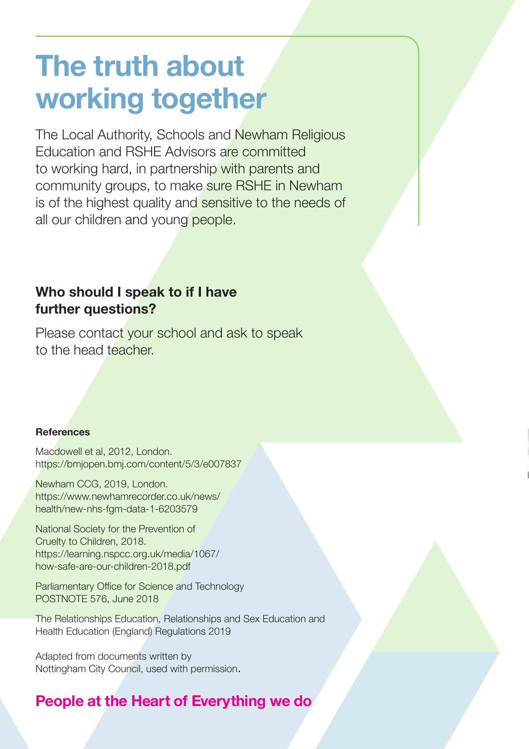# The truth about working together

The Local Authority, Schools and Newham Religious Education and RSHE Advisors are committed to working hard, in partnership with parents and community groups, to make sure RSHE in Newham is of the highest quality and sensitive to the needs of all our children and young people.

**Who should I speak to if I have further questions?**

Please contact your school and ask to speak to the head teacher.

**References**

Macdowell et al, 2012, London.
https://bmjopen.bmj.com/content/5/3/e007837

Newham CCG, 2019, London.
https://www.newhamrecorder.co.uk/news/health/new-nhs-fgm-data-1-6203579

National Society for the Prevention of Cruelty to Children, 2018.
https://learning.nspcc.org.uk/media/1067/how-safe-are-our-children-2018.pdf

Parliamentary Office for Science and Technology POSTNOTE 576, June 2018

The Relationships Education, Relationships and Sex Education and Health Education (England) Regulations 2019

Adapted from documents written by Nottingham City Council, used with permission.

**People at the Heart of Everything we do**